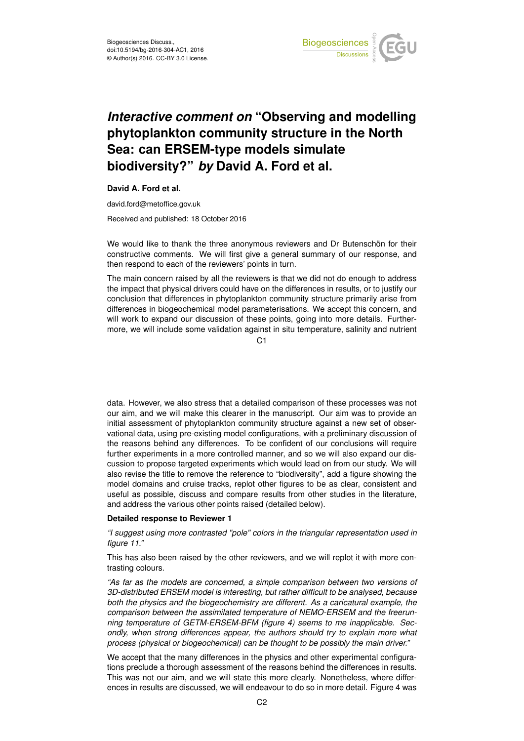# *Interactive comment on* "Observing and modelling phytoplankton community structure in the North Sea: can ERSEM-type models simulate biodiversity?" *by* David A. Ford et al.

**David A. Ford et al.**

david.ford@metoffice.gov.uk

Received and published: 18 October 2016

We would like to thank the three anonymous reviewers and Dr Butenschön for their constructive comments. We will first give a general summary of our response, and then respond to each of the reviewers' points in turn.

The main concern raised by all the reviewers is that we did not do enough to address the impact that physical drivers could have on the differences in results, or to justify our conclusion that differences in phytoplankton community structure primarily arise from differences in biogeochemical model parameterisations. We accept this concern, and will work to expand our discussion of these points, going into more details. Furthermore, we will include some validation against in situ temperature, salinity and nutrient data. However, we also stress that a detailed comparison of these processes was not our aim, and we will make this clearer in the manuscript. Our aim was to provide an initial assessment of phytoplankton community structure against a new set of observational data, using pre-existing model configurations, with a preliminary discussion of the reasons behind any differences. To be confident of our conclusions will require further experiments in a more controlled manner, and so we will also expand our discussion to propose targeted experiments which would lead on from our study. We will also revise the title to remove the reference to "biodiversity", add a figure showing the model domains and cruise tracks, replot other figures to be as clear, consistent and useful as possible, discuss and compare results from other studies in the literature, and address the various other points raised (detailed below).

**Detailed response to Reviewer 1**

*"I suggest using more contrasted "pole" colors in the triangular representation used in figure 11."*

This has also been raised by the other reviewers, and we will replot it with more contrasting colours.

*"As far as the models are concerned, a simple comparison between two versions of 3D-distributed ERSEM model is interesting, but rather difficult to be analysed, because both the physics and the biogeochemistry are different. As a caricatural example, the comparison between the assimilated temperature of NEMO-ERSEM and the freerunning temperature of GETM-ERSEM-BFM (figure 4) seems to me inapplicable. Secondly, when strong differences appear, the authors should try to explain more what process (physical or biogeochemical) can be thought to be possibly the main driver."*

We accept that the many differences in the physics and other experimental configurations preclude a thorough assessment of the reasons behind the differences in results. This was not our aim, and we will state this more clearly. Nonetheless, where differences in results are discussed, we will endeavour to do so in more detail. Figure 4 was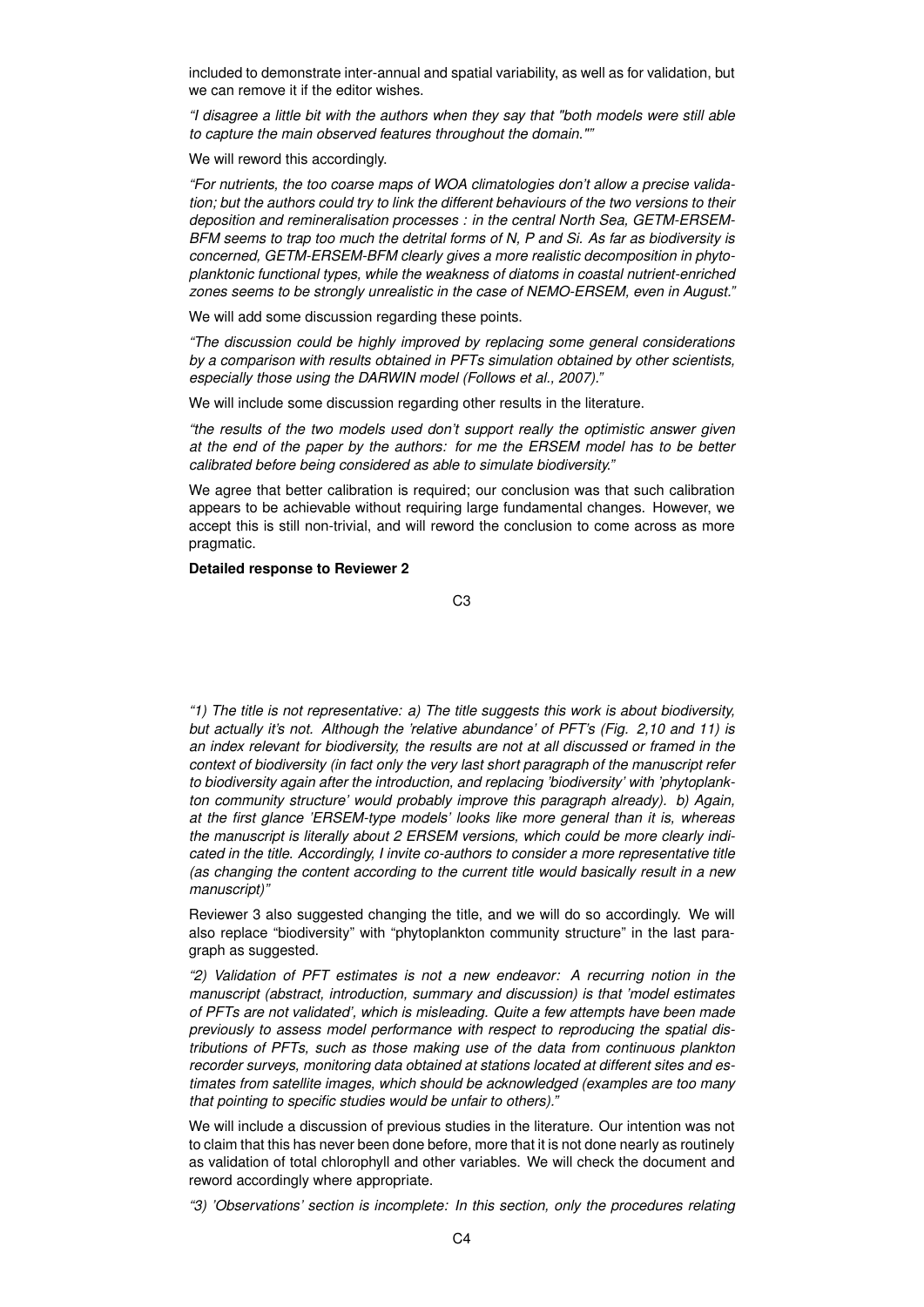included to demonstrate inter-annual and spatial variability, as well as for validation, but we can remove it if the editor wishes.

*"I disagree a little bit with the authors when they say that "both models were still able to capture the main observed features throughout the domain.""*

We will reword this accordingly.

*"For nutrients, the too coarse maps of WOA climatologies don't allow a precise validation; but the authors could try to link the different behaviours of the two versions to their deposition and remineralisation processes : in the central North Sea, GETM-ERSEM-BFM seems to trap too much the detrital forms of N, P and Si. As far as biodiversity is concerned, GETM-ERSEM-BFM clearly gives a more realistic decomposition in phytoplanktonic functional types, while the weakness of diatoms in coastal nutrient-enriched zones seems to be strongly unrealistic in the case of NEMO-ERSEM, even in August."*

We will add some discussion regarding these points.

*"The discussion could be highly improved by replacing some general considerations by a comparison with results obtained in PFTs simulation obtained by other scientists, especially those using the DARWIN model (Follows et al., 2007)."*

We will include some discussion regarding other results in the literature.

*"the results of the two models used don't support really the optimistic answer given at the end of the paper by the authors: for me the ERSEM model has to be better calibrated before being considered as able to simulate biodiversity."*

We agree that better calibration is required; our conclusion was that such calibration appears to be achievable without requiring large fundamental changes. However, we accept this is still non-trivial, and will reword the conclusion to come across as more pragmatic.

**Detailed response to Reviewer 2**

*"1) The title is not representative: a) The title suggests this work is about biodiversity, but actually it's not. Although the 'relative abundance' of PFT's (Fig. 2,10 and 11) is an index relevant for biodiversity, the results are not at all discussed or framed in the context of biodiversity (in fact only the very last short paragraph of the manuscript refer to biodiversity again after the introduction, and replacing 'biodiversity' with 'phytoplankton community structure' would probably improve this paragraph already). b) Again, at the first glance 'ERSEM-type models' looks like more general than it is, whereas the manuscript is literally about 2 ERSEM versions, which could be more clearly indicated in the title. Accordingly, I invite co-authors to consider a more representative title (as changing the content according to the current title would basically result in a new manuscript)"*

Reviewer 3 also suggested changing the title, and we will do so accordingly. We will also replace "biodiversity" with "phytoplankton community structure" in the last paragraph as suggested.

*"2) Validation of PFT estimates is not a new endeavor: A recurring notion in the manuscript (abstract, introduction, summary and discussion) is that 'model estimates of PFTs are not validated', which is misleading. Quite a few attempts have been made previously to assess model performance with respect to reproducing the spatial distributions of PFTs, such as those making use of the data from continuous plankton recorder surveys, monitoring data obtained at stations located at different sites and estimates from satellite images, which should be acknowledged (examples are too many that pointing to specific studies would be unfair to others)."*

We will include a discussion of previous studies in the literature. Our intention was not to claim that this has never been done before, more that it is not done nearly as routinely as validation of total chlorophyll and other variables. We will check the document and reword accordingly where appropriate.

*"3) 'Observations' section is incomplete: In this section, only the procedures relating*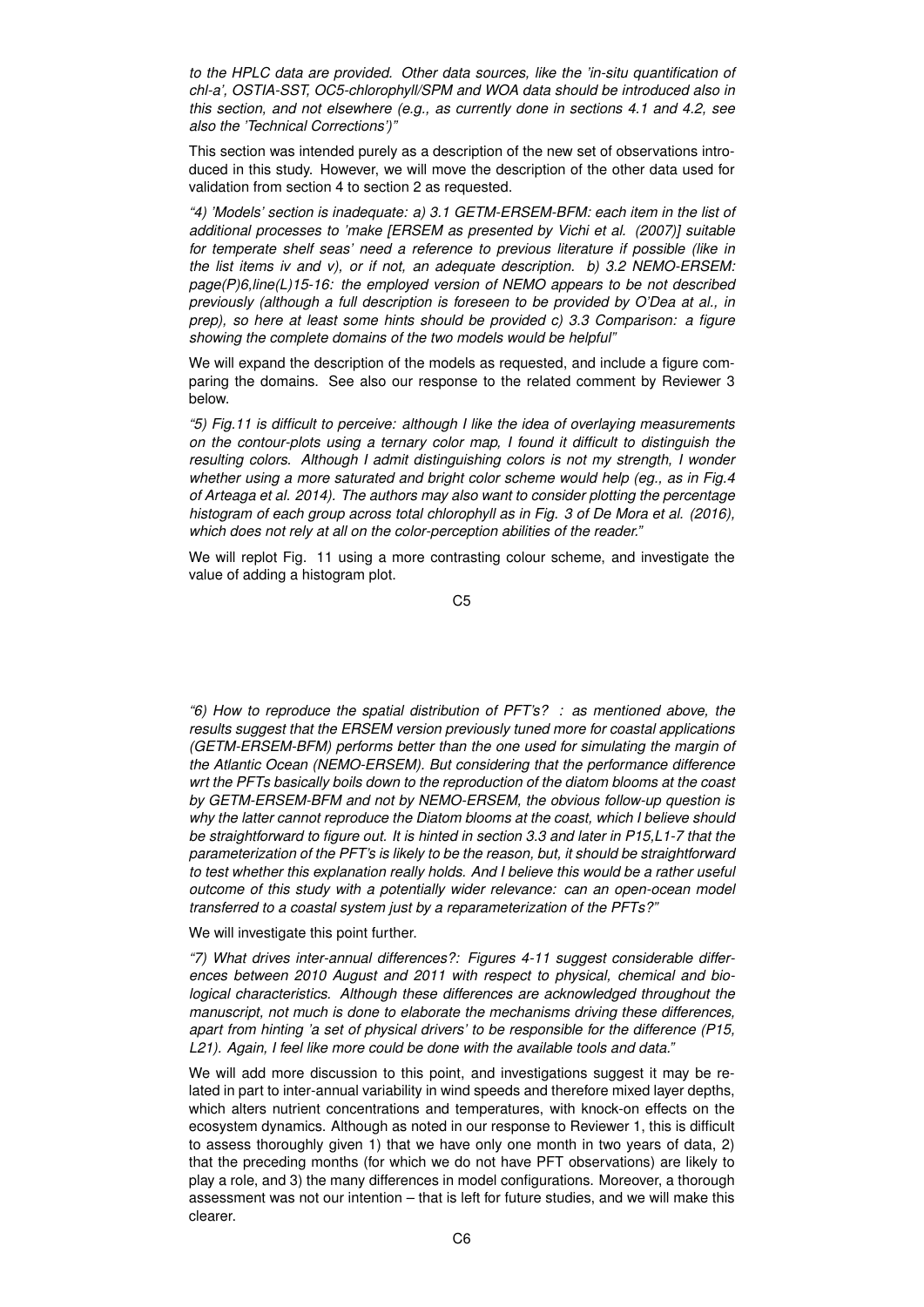*to the HPLC data are provided. Other data sources, like the 'in-situ quantification of chl-a', OSTIA-SST, OC5-chlorophyll/SPM and WOA data should be introduced also in this section, and not elsewhere (e.g., as currently done in sections 4.1 and 4.2, see also the 'Technical Corrections')"*

This section was intended purely as a description of the new set of observations introduced in this study. However, we will move the description of the other data used for validation from section 4 to section 2 as requested.

*"4) 'Models' section is inadequate: a) 3.1 GETM-ERSEM-BFM: each item in the list of additional processes to 'make [ERSEM as presented by Vichi et al. (2007)] suitable for temperate shelf seas' need a reference to previous literature if possible (like in the list items iv and v), or if not, an adequate description. b) 3.2 NEMO-ERSEM: page(P)6,line(L)15-16: the employed version of NEMO appears to be not described previously (although a full description is foreseen to be provided by O'Dea at al., in prep), so here at least some hints should be provided c) 3.3 Comparison: a figure showing the complete domains of the two models would be helpful"*

We will expand the description of the models as requested, and include a figure comparing the domains. See also our response to the related comment by Reviewer 3 below.

*"5) Fig.11 is difficult to perceive: although I like the idea of overlaying measurements on the contour-plots using a ternary color map, I found it difficult to distinguish the resulting colors. Although I admit distinguishing colors is not my strength, I wonder whether using a more saturated and bright color scheme would help (eg., as in Fig.4 of Arteaga et al. 2014). The authors may also want to consider plotting the percentage histogram of each group across total chlorophyll as in Fig. 3 of De Mora et al. (2016), which does not rely at all on the color-perception abilities of the reader."*

We will replot Fig. 11 using a more contrasting colour scheme, and investigate the value of adding a histogram plot.

*"6) How to reproduce the spatial distribution of PFT's? : as mentioned above, the results suggest that the ERSEM version previously tuned more for coastal applications (GETM-ERSEM-BFM) performs better than the one used for simulating the margin of the Atlantic Ocean (NEMO-ERSEM). But considering that the performance difference wrt the PFTs basically boils down to the reproduction of the diatom blooms at the coast by GETM-ERSEM-BFM and not by NEMO-ERSEM, the obvious follow-up question is why the latter cannot reproduce the Diatom blooms at the coast, which I believe should be straightforward to figure out. It is hinted in section 3.3 and later in P15,L1-7 that the parameterization of the PFT's is likely to be the reason, but, it should be straightforward to test whether this explanation really holds. And I believe this would be a rather useful outcome of this study with a potentially wider relevance: can an open-ocean model transferred to a coastal system just by a reparameterization of the PFTs?"*

We will investigate this point further.

*"7) What drives inter-annual differences?: Figures 4-11 suggest considerable differences between 2010 August and 2011 with respect to physical, chemical and biological characteristics. Although these differences are acknowledged throughout the manuscript, not much is done to elaborate the mechanisms driving these differences, apart from hinting 'a set of physical drivers' to be responsible for the difference (P15, L21). Again, I feel like more could be done with the available tools and data."*

We will add more discussion to this point, and investigations suggest it may be related in part to inter-annual variability in wind speeds and therefore mixed layer depths, which alters nutrient concentrations and temperatures, with knock-on effects on the ecosystem dynamics. Although as noted in our response to Reviewer 1, this is difficult to assess thoroughly given 1) that we have only one month in two years of data, 2) that the preceding months (for which we do not have PFT observations) are likely to play a role, and 3) the many differences in model configurations. Moreover, a thorough assessment was not our intention – that is left for future studies, and we will make this clearer.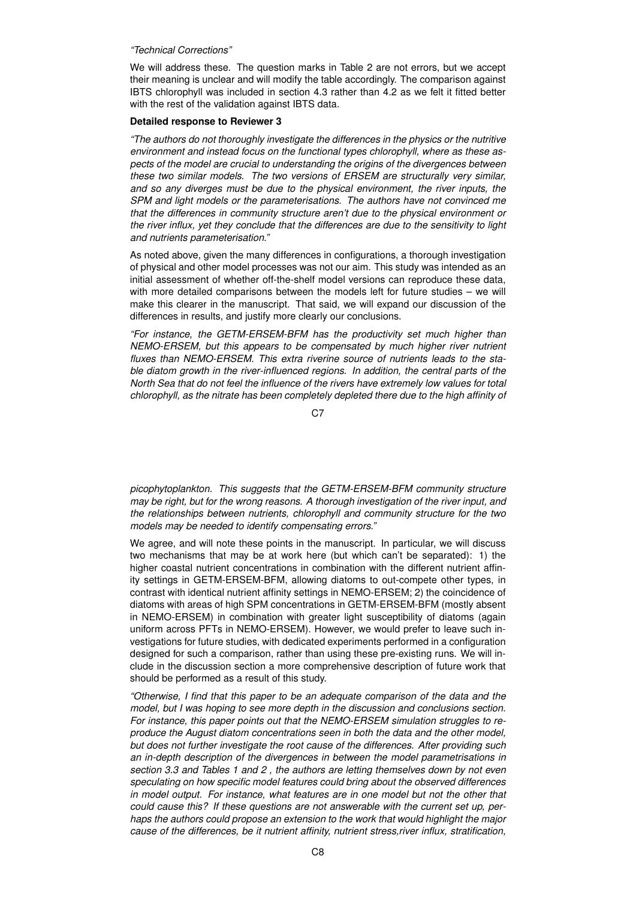*"Technical Corrections"*

We will address these. The question marks in Table 2 are not errors, but we accept their meaning is unclear and will modify the table accordingly. The comparison against IBTS chlorophyll was included in section 4.3 rather than 4.2 as we felt it fitted better with the rest of the validation against IBTS data.

**Detailed response to Reviewer 3**

*"The authors do not thoroughly investigate the differences in the physics or the nutritive environment and instead focus on the functional types chlorophyll, where as these aspects of the model are crucial to understanding the origins of the divergences between these two similar models. The two versions of ERSEM are structurally very similar, and so any diverges must be due to the physical environment, the river inputs, the SPM and light models or the parameterisations. The authors have not convinced me that the differences in community structure aren't due to the physical environment or the river influx, yet they conclude that the differences are due to the sensitivity to light and nutrients parameterisation."*

As noted above, given the many differences in configurations, a thorough investigation of physical and other model processes was not our aim. This study was intended as an initial assessment of whether off-the-shelf model versions can reproduce these data, with more detailed comparisons between the models left for future studies – we will make this clearer in the manuscript. That said, we will expand our discussion of the differences in results, and justify more clearly our conclusions.

*"For instance, the GETM-ERSEM-BFM has the productivity set much higher than NEMO-ERSEM, but this appears to be compensated by much higher river nutrient fluxes than NEMO-ERSEM. This extra riverine source of nutrients leads to the stable diatom growth in the river-influenced regions. In addition, the central parts of the North Sea that do not feel the influence of the rivers have extremely low values for total chlorophyll, as the nitrate has been completely depleted there due to the high affinity of picophytoplankton. This suggests that the GETM-ERSEM-BFM community structure may be right, but for the wrong reasons. A thorough investigation of the river input, and the relationships between nutrients, chlorophyll and community structure for the two models may be needed to identify compensating errors."*

We agree, and will note these points in the manuscript. In particular, we will discuss two mechanisms that may be at work here (but which can't be separated): 1) the higher coastal nutrient concentrations in combination with the different nutrient affinity settings in GETM-ERSEM-BFM, allowing diatoms to out-compete other types, in contrast with identical nutrient affinity settings in NEMO-ERSEM; 2) the coincidence of diatoms with areas of high SPM concentrations in GETM-ERSEM-BFM (mostly absent in NEMO-ERSEM) in combination with greater light susceptibility of diatoms (again uniform across PFTs in NEMO-ERSEM). However, we would prefer to leave such investigations for future studies, with dedicated experiments performed in a configuration designed for such a comparison, rather than using these pre-existing runs. We will include in the discussion section a more comprehensive description of future work that should be performed as a result of this study.

*"Otherwise, I find that this paper to be an adequate comparison of the data and the model, but I was hoping to see more depth in the discussion and conclusions section. For instance, this paper points out that the NEMO-ERSEM simulation struggles to reproduce the August diatom concentrations seen in both the data and the other model, but does not further investigate the root cause of the differences. After providing such an in-depth description of the divergences in between the model parametrisations in section 3.3 and Tables 1 and 2 , the authors are letting themselves down by not even speculating on how specific model features could bring about the observed differences in model output. For instance, what features are in one model but not the other that could cause this? If these questions are not answerable with the current set up, perhaps the authors could propose an extension to the work that would highlight the major cause of the differences, be it nutrient affinity, nutrient stress,river influx, stratification,*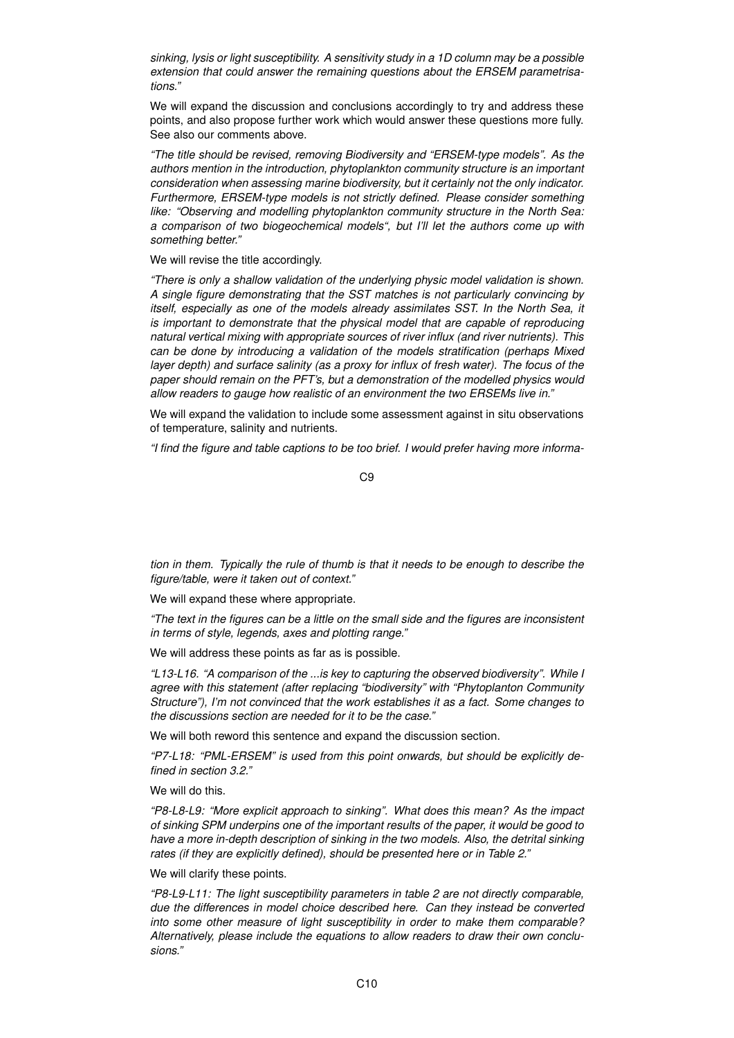*sinking, lysis or light susceptibility. A sensitivity study in a 1D column may be a possible extension that could answer the remaining questions about the ERSEM parametrisations."*

We will expand the discussion and conclusions accordingly to try and address these points, and also propose further work which would answer these questions more fully. See also our comments above.

*"The title should be revised, removing Biodiversity and "ERSEM-type models". As the authors mention in the introduction, phytoplankton community structure is an important consideration when assessing marine biodiversity, but it certainly not the only indicator. Furthermore, ERSEM-type models is not strictly defined. Please consider something like: "Observing and modelling phytoplankton community structure in the North Sea: a comparison of two biogeochemical models", but I'll let the authors come up with something better."*

We will revise the title accordingly.

*"There is only a shallow validation of the underlying physic model validation is shown. A single figure demonstrating that the SST matches is not particularly convincing by itself, especially as one of the models already assimilates SST. In the North Sea, it is important to demonstrate that the physical model that are capable of reproducing natural vertical mixing with appropriate sources of river influx (and river nutrients). This can be done by introducing a validation of the models stratification (perhaps Mixed layer depth) and surface salinity (as a proxy for influx of fresh water). The focus of the paper should remain on the PFT's, but a demonstration of the modelled physics would allow readers to gauge how realistic of an environment the two ERSEMs live in."*

We will expand the validation to include some assessment against in situ observations of temperature, salinity and nutrients.

*"I find the figure and table captions to be too brief. I would prefer having more information in them. Typically the rule of thumb is that it needs to be enough to describe the figure/table, were it taken out of context."*

We will expand these where appropriate.

*"The text in the figures can be a little on the small side and the figures are inconsistent in terms of style, legends, axes and plotting range."*

We will address these points as far as is possible.

*"L13-L16. "A comparison of the ...is key to capturing the observed biodiversity". While I agree with this statement (after replacing "biodiversity" with "Phytoplanton Community Structure"), I'm not convinced that the work establishes it as a fact. Some changes to the discussions section are needed for it to be the case."*

We will both reword this sentence and expand the discussion section.

*"P7-L18: "PML-ERSEM" is used from this point onwards, but should be explicitly defined in section 3.2."*

We will do this.

*"P8-L8-L9: "More explicit approach to sinking". What does this mean? As the impact of sinking SPM underpins one of the important results of the paper, it would be good to have a more in-depth description of sinking in the two models. Also, the detrital sinking rates (if they are explicitly defined), should be presented here or in Table 2."*

We will clarify these points.

*"P8-L9-L11: The light susceptibility parameters in table 2 are not directly comparable, due the differences in model choice described here. Can they instead be converted into some other measure of light susceptibility in order to make them comparable? Alternatively, please include the equations to allow readers to draw their own conclusions."*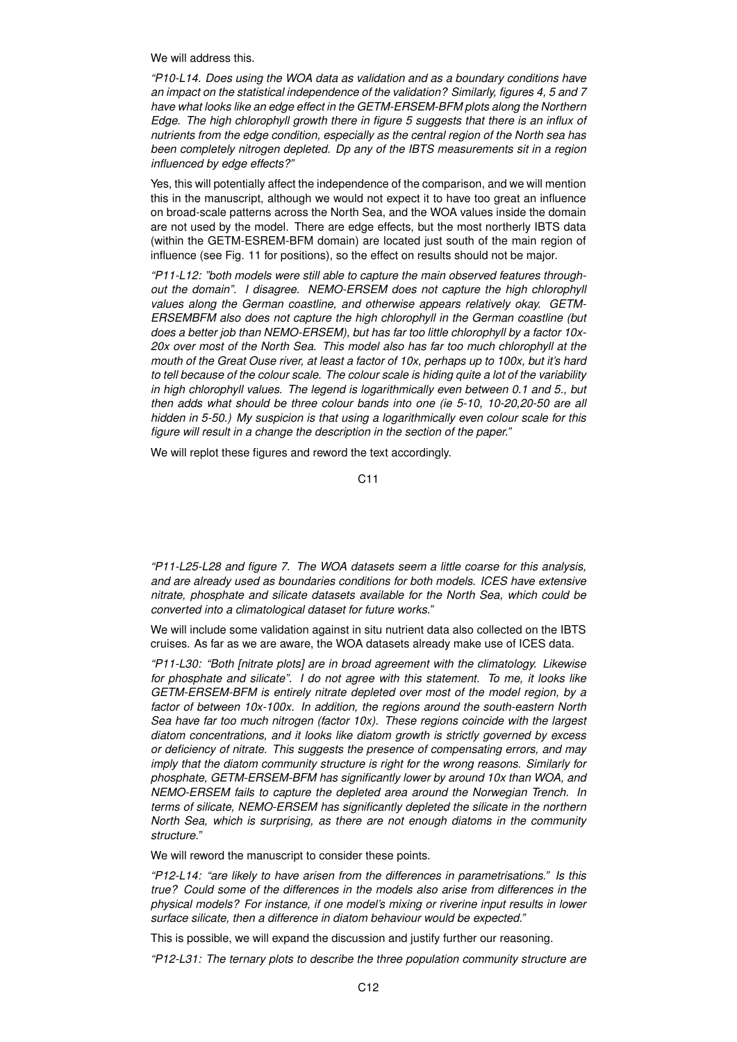We will address this.

*"P10-L14. Does using the WOA data as validation and as a boundary conditions have an impact on the statistical independence of the validation? Similarly, figures 4, 5 and 7 have what looks like an edge effect in the GETM-ERSEM-BFM plots along the Northern Edge. The high chlorophyll growth there in figure 5 suggests that there is an influx of nutrients from the edge condition, especially as the central region of the North sea has been completely nitrogen depleted. Dp any of the IBTS measurements sit in a region influenced by edge effects?"*

Yes, this will potentially affect the independence of the comparison, and we will mention this in the manuscript, although we would not expect it to have too great an influence on broad-scale patterns across the North Sea, and the WOA values inside the domain are not used by the model. There are edge effects, but the most northerly IBTS data (within the GETM-ESREM-BFM domain) are located just south of the main region of influence (see Fig. 11 for positions), so the effect on results should not be major.

*"P11-L12: "both models were still able to capture the main observed features throughout the domain". I disagree. NEMO-ERSEM does not capture the high chlorophyll values along the German coastline, and otherwise appears relatively okay. GETM-ERSEMBFM also does not capture the high chlorophyll in the German coastline (but does a better job than NEMO-ERSEM), but has far too little chlorophyll by a factor 10x-20x over most of the North Sea. This model also has far too much chlorophyll at the mouth of the Great Ouse river, at least a factor of 10x, perhaps up to 100x, but it's hard to tell because of the colour scale. The colour scale is hiding quite a lot of the variability in high chlorophyll values. The legend is logarithmically even between 0.1 and 5., but then adds what should be three colour bands into one (ie 5-10, 10-20,20-50 are all hidden in 5-50.) My suspicion is that using a logarithmically even colour scale for this figure will result in a change the description in the section of the paper."*

We will replot these figures and reword the text accordingly.

*"P11-L25-L28 and figure 7. The WOA datasets seem a little coarse for this analysis, and are already used as boundaries conditions for both models. ICES have extensive nitrate, phosphate and silicate datasets available for the North Sea, which could be converted into a climatological dataset for future works."*

We will include some validation against in situ nutrient data also collected on the IBTS cruises. As far as we are aware, the WOA datasets already make use of ICES data.

*"P11-L30: "Both [nitrate plots] are in broad agreement with the climatology. Likewise for phosphate and silicate". I do not agree with this statement. To me, it looks like GETM-ERSEM-BFM is entirely nitrate depleted over most of the model region, by a factor of between 10x-100x. In addition, the regions around the south-eastern North Sea have far too much nitrogen (factor 10x). These regions coincide with the largest diatom concentrations, and it looks like diatom growth is strictly governed by excess or deficiency of nitrate. This suggests the presence of compensating errors, and may imply that the diatom community structure is right for the wrong reasons. Similarly for phosphate, GETM-ERSEM-BFM has significantly lower by around 10x than WOA, and NEMO-ERSEM fails to capture the depleted area around the Norwegian Trench. In terms of silicate, NEMO-ERSEM has significantly depleted the silicate in the northern North Sea, which is surprising, as there are not enough diatoms in the community structure."*

We will reword the manuscript to consider these points.

*"P12-L14: "are likely to have arisen from the differences in parametrisations." Is this true? Could some of the differences in the models also arise from differences in the physical models? For instance, if one model's mixing or riverine input results in lower surface silicate, then a difference in diatom behaviour would be expected."*

This is possible, we will expand the discussion and justify further our reasoning.

*"P12-L31: The ternary plots to describe the three population community structure are*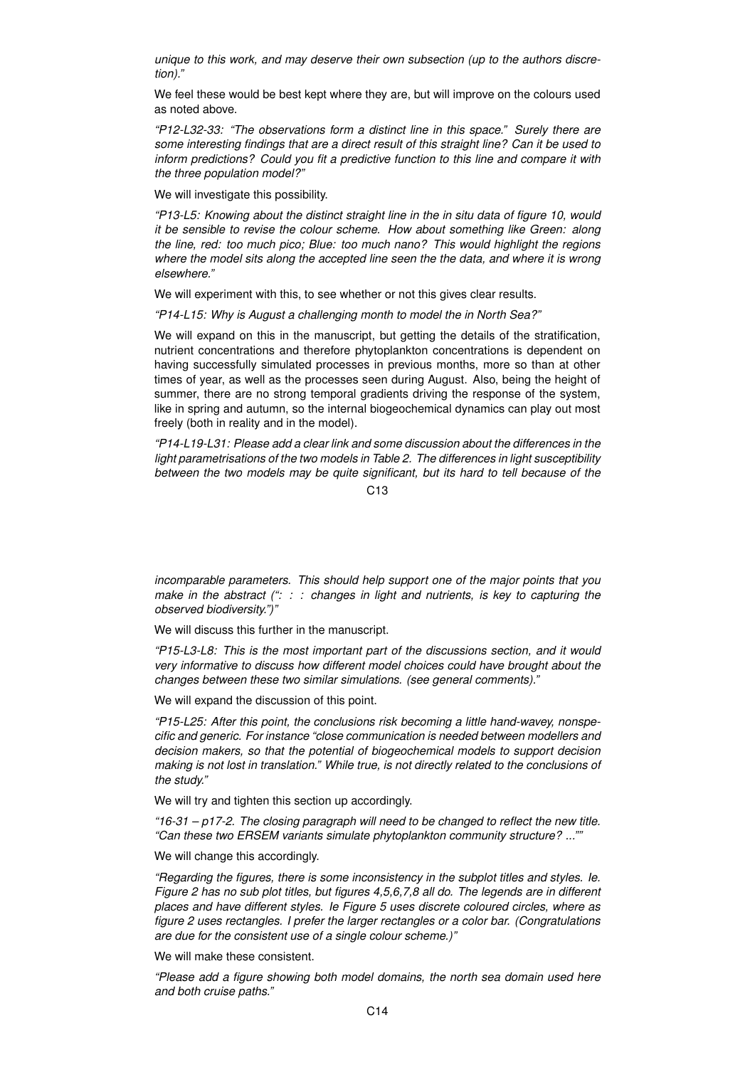*unique to this work, and may deserve their own subsection (up to the authors discretion)."*

We feel these would be best kept where they are, but will improve on the colours used as noted above.

*"P12-L32-33: "The observations form a distinct line in this space." Surely there are some interesting findings that are a direct result of this straight line? Can it be used to inform predictions? Could you fit a predictive function to this line and compare it with the three population model?"*

We will investigate this possibility.

*"P13-L5: Knowing about the distinct straight line in the in situ data of figure 10, would it be sensible to revise the colour scheme. How about something like Green: along the line, red: too much pico; Blue: too much nano? This would highlight the regions where the model sits along the accepted line seen the the data, and where it is wrong elsewhere."*

We will experiment with this, to see whether or not this gives clear results.

*"P14-L15: Why is August a challenging month to model the in North Sea?"*

We will expand on this in the manuscript, but getting the details of the stratification, nutrient concentrations and therefore phytoplankton concentrations is dependent on having successfully simulated processes in previous months, more so than at other times of year, as well as the processes seen during August. Also, being the height of summer, there are no strong temporal gradients driving the response of the system, like in spring and autumn, so the internal biogeochemical dynamics can play out most freely (both in reality and in the model).

*"P14-L19-L31: Please add a clear link and some discussion about the differences in the light parametrisations of the two models in Table 2. The differences in light susceptibility between the two models may be quite significant, but its hard to tell because of the incomparable parameters. This should help support one of the major points that you make in the abstract (": : : changes in light and nutrients, is key to capturing the observed biodiversity.")"*

We will discuss this further in the manuscript.

*"P15-L3-L8: This is the most important part of the discussions section, and it would very informative to discuss how different model choices could have brought about the changes between these two similar simulations. (see general comments)."*

We will expand the discussion of this point.

*"P15-L25: After this point, the conclusions risk becoming a little hand-wavey, nonspecific and generic. For instance "close communication is needed between modellers and decision makers, so that the potential of biogeochemical models to support decision making is not lost in translation." While true, is not directly related to the conclusions of the study."*

We will try and tighten this section up accordingly.

*"16-31 – p17-2. The closing paragraph will need to be changed to reflect the new title. "Can these two ERSEM variants simulate phytoplankton community structure? ...""*

We will change this accordingly.

*"Regarding the figures, there is some inconsistency in the subplot titles and styles. Ie. Figure 2 has no sub plot titles, but figures 4,5,6,7,8 all do. The legends are in different places and have different styles. Ie Figure 5 uses discrete coloured circles, where as figure 2 uses rectangles. I prefer the larger rectangles or a color bar. (Congratulations are due for the consistent use of a single colour scheme.)"*

We will make these consistent.

*"Please add a figure showing both model domains, the north sea domain used here and both cruise paths."*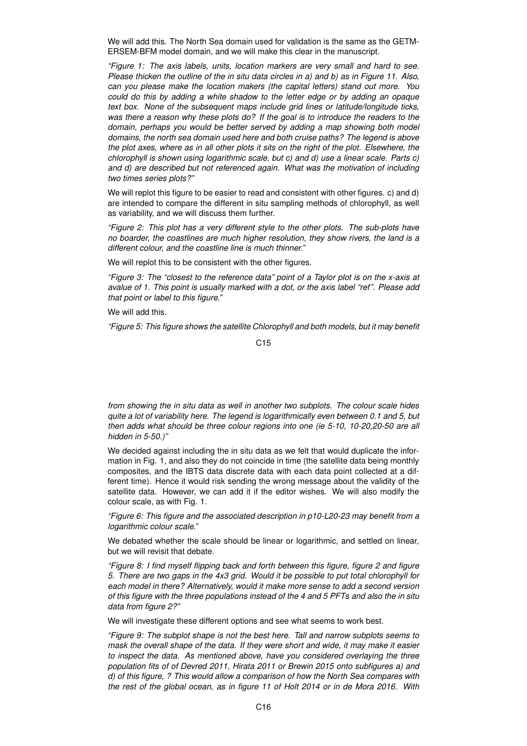We will add this. The North Sea domain used for validation is the same as the GETM-ERSEM-BFM model domain, and we will make this clear in the manuscript.

*"Figure 1: The axis labels, units, location markers are very small and hard to see. Please thicken the outline of the in situ data circles in a) and b) as in Figure 11. Also, can you please make the location makers (the capital letters) stand out more. You could do this by adding a white shadow to the letter edge or by adding an opaque text box. None of the subsequent maps include grid lines or latitude/longitude ticks, was there a reason why these plots do? If the goal is to introduce the readers to the domain, perhaps you would be better served by adding a map showing both model domains, the north sea domain used here and both cruise paths? The legend is above the plot axes, where as in all other plots it sits on the right of the plot. Elsewhere, the chlorophyll is shown using logarithmic scale, but c) and d) use a linear scale. Parts c) and d) are described but not referenced again. What was the motivation of including two times series plots?"*

We will replot this figure to be easier to read and consistent with other figures. c) and d) are intended to compare the different in situ sampling methods of chlorophyll, as well as variability, and we will discuss them further.

*"Figure 2: This plot has a very different style to the other plots. The sub-plots have no boarder, the coastlines are much higher resolution, they show rivers, the land is a different colour, and the coastline line is much thinner."*

We will replot this to be consistent with the other figures.

*"Figure 3: The "closest to the reference data" point of a Taylor plot is on the x-axis at avalue of 1. This point is usually marked with a dot, or the axis label "ref". Please add that point or label to this figure."*

We will add this.

*"Figure 5: This figure shows the satellite Chlorophyll and both models, but it may benefit from showing the in situ data as well in another two subplots. The colour scale hides quite a lot of variability here. The legend is logarithmically even between 0.1 and 5, but then adds what should be three colour regions into one (ie 5-10, 10-20,20-50 are all hidden in 5-50.)"*

We decided against including the in situ data as we felt that would duplicate the information in Fig. 1, and also they do not coincide in time (the satellite data being monthly composites, and the IBTS data discrete data with each data point collected at a different time). Hence it would risk sending the wrong message about the validity of the satellite data. However, we can add it if the editor wishes. We will also modify the colour scale, as with Fig. 1.

*"Figure 6: This figure and the associated description in p10-L20-23 may benefit from a logarithmic colour scale."*

We debated whether the scale should be linear or logarithmic, and settled on linear, but we will revisit that debate.

*"Figure 8: I find myself flipping back and forth between this figure, figure 2 and figure 5. There are two gaps in the 4x3 grid. Would it be possible to put total chlorophyll for each model in there? Alternatively, would it make more sense to add a second version of this figure with the three populations instead of the 4 and 5 PFTs and also the in situ data from figure 2?"*

We will investigate these different options and see what seems to work best.

*"Figure 9: The subplot shape is not the best here. Tall and narrow subplots seems to mask the overall shape of the data. If they were short and wide, it may make it easier to inspect the data. As mentioned above, have you considered overlaying the three population fits of of Devred 2011, Hirata 2011 or Brewin 2015 onto subfigures a) and d) of this figure, ? This would allow a comparison of how the North Sea compares with the rest of the global ocean, as in figure 11 of Holt 2014 or in de Mora 2016. With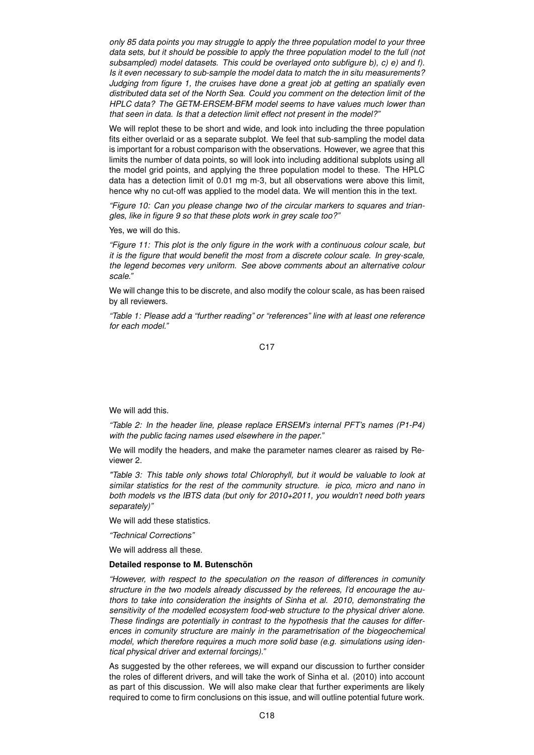*only 85 data points you may struggle to apply the three population model to your three data sets, but it should be possible to apply the three population model to the full (not subsampled) model datasets. This could be overlayed onto subfigure b), c) e) and f). Is it even necessary to sub-sample the model data to match the in situ measurements? Judging from figure 1, the cruises have done a great job at getting an spatially even distributed data set of the North Sea. Could you comment on the detection limit of the HPLC data? The GETM-ERSEM-BFM model seems to have values much lower than that seen in data. Is that a detection limit effect not present in the model?"*

We will replot these to be short and wide, and look into including the three population fits either overlaid or as a separate subplot. We feel that sub-sampling the model data is important for a robust comparison with the observations. However, we agree that this limits the number of data points, so will look into including additional subplots using all the model grid points, and applying the three population model to these. The HPLC data has a detection limit of 0.01 mg m-3, but all observations were above this limit, hence why no cut-off was applied to the model data. We will mention this in the text.

*"Figure 10: Can you please change two of the circular markers to squares and triangles, like in figure 9 so that these plots work in grey scale too?"*

Yes, we will do this.

*"Figure 11: This plot is the only figure in the work with a continuous colour scale, but it is the figure that would benefit the most from a discrete colour scale. In grey-scale, the legend becomes very uniform. See above comments about an alternative colour scale."*

We will change this to be discrete, and also modify the colour scale, as has been raised by all reviewers.

*"Table 1: Please add a "further reading" or "references" line with at least one reference for each model."*

We will add this.

*"Table 2: In the header line, please replace ERSEM's internal PFT's names (P1-P4) with the public facing names used elsewhere in the paper."*

We will modify the headers, and make the parameter names clearer as raised by Reviewer 2.

*"Table 3: This table only shows total Chlorophyll, but it would be valuable to look at similar statistics for the rest of the community structure. ie pico, micro and nano in both models vs the IBTS data (but only for 2010+2011, you wouldn't need both years separately)"*

We will add these statistics.

*"Technical Corrections"*

We will address all these.

**Detailed response to M. Butenschön**

*"However, with respect to the speculation on the reason of differences in comunity structure in the two models already discussed by the referees, I'd encourage the authors to take into consideration the insights of Sinha et al. 2010, demonstrating the sensitivity of the modelled ecosystem food-web structure to the physical driver alone. These findings are potentially in contrast to the hypothesis that the causes for differences in comunity structure are mainly in the parametrisation of the biogeochemical model, which therefore requires a much more solid base (e.g. simulations using identical physical driver and external forcings)."*

As suggested by the other referees, we will expand our discussion to further consider the roles of different drivers, and will take the work of Sinha et al. (2010) into account as part of this discussion. We will also make clear that further experiments are likely required to come to firm conclusions on this issue, and will outline potential future work.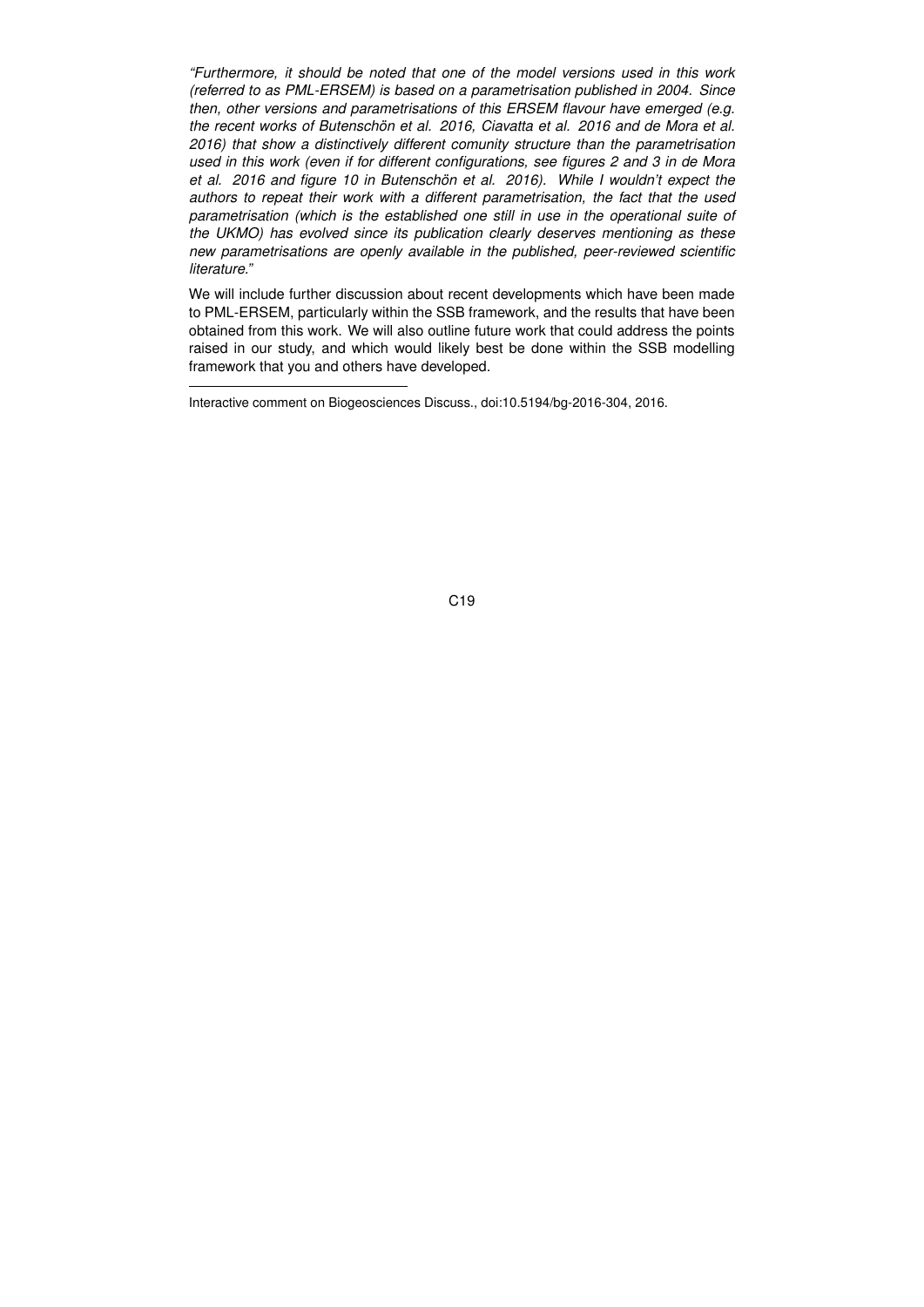*"Furthermore, it should be noted that one of the model versions used in this work (referred to as PML-ERSEM) is based on a parametrisation published in 2004. Since then, other versions and parametrisations of this ERSEM flavour have emerged (e.g. the recent works of Butenschön et al. 2016, Ciavatta et al. 2016 and de Mora et al. 2016) that show a distinctively different comunity structure than the parametrisation used in this work (even if for different configurations, see figures 2 and 3 in de Mora et al. 2016 and figure 10 in Butenschön et al. 2016). While I wouldn't expect the authors to repeat their work with a different parametrisation, the fact that the used parametrisation (which is the established one still in use in the operational suite of the UKMO) has evolved since its publication clearly deserves mentioning as these new parametrisations are openly available in the published, peer-reviewed scientific literature."*

We will include further discussion about recent developments which have been made to PML-ERSEM, particularly within the SSB framework, and the results that have been obtained from this work. We will also outline future work that could address the points raised in our study, and which would likely best be done within the SSB modelling framework that you and others have developed.

---

Interactive comment on Biogeosciences Discuss., doi:10.5194/bg-2016-304, 2016.